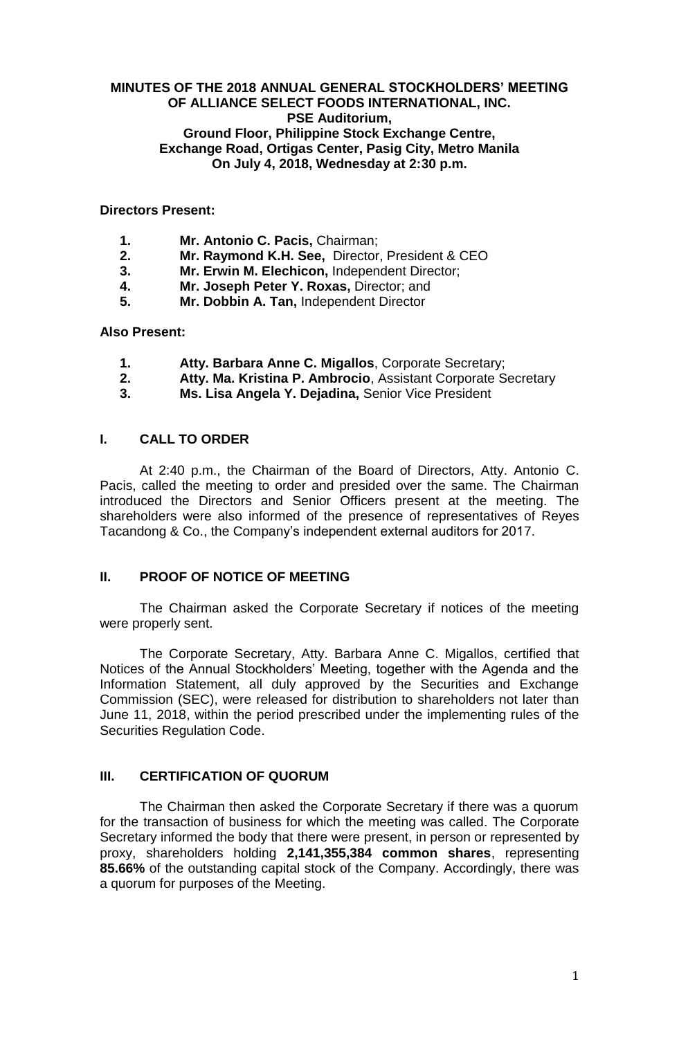# MINUTES OF THE 2018 ANNUAL GENERAL STOCKHOLDERS' MEETING OF ALLIANCE SELECT FOODS INTERNATIONAL, INC.

**PSE Auditorium,**
**Ground Floor, Philippine Stock Exchange Centre,**
**Exchange Road, Ortigas Center, Pasig City, Metro Manila**
**On July 4, 2018, Wednesday at 2:30 p.m.**

**Directors Present:**

1. **Mr. Antonio C. Pacis,** Chairman;
2. **Mr. Raymond K.H. See,** Director, President & CEO
3. **Mr. Erwin M. Elechicon,** Independent Director;
4. **Mr. Joseph Peter Y. Roxas,** Director; and
5. **Mr. Dobbin A. Tan,** Independent Director

**Also Present:**

1. **Atty. Barbara Anne C. Migallos**, Corporate Secretary;
2. **Atty. Ma. Kristina P. Ambrocio**, Assistant Corporate Secretary
3. **Ms. Lisa Angela Y. Dejadina,** Senior Vice President

## I. CALL TO ORDER

At 2:40 p.m., the Chairman of the Board of Directors, Atty. Antonio C. Pacis, called the meeting to order and presided over the same. The Chairman introduced the Directors and Senior Officers present at the meeting. The shareholders were also informed of the presence of representatives of Reyes Tacandong & Co., the Company's independent external auditors for 2017.

## II. PROOF OF NOTICE OF MEETING

The Chairman asked the Corporate Secretary if notices of the meeting were properly sent.

The Corporate Secretary, Atty. Barbara Anne C. Migallos, certified that Notices of the Annual Stockholders' Meeting, together with the Agenda and the Information Statement, all duly approved by the Securities and Exchange Commission (SEC), were released for distribution to shareholders not later than June 11, 2018, within the period prescribed under the implementing rules of the Securities Regulation Code.

## III. CERTIFICATION OF QUORUM

The Chairman then asked the Corporate Secretary if there was a quorum for the transaction of business for which the meeting was called. The Corporate Secretary informed the body that there were present, in person or represented by proxy, shareholders holding **2,141,355,384 common shares**, representing **85.66%** of the outstanding capital stock of the Company. Accordingly, there was a quorum for purposes of the Meeting.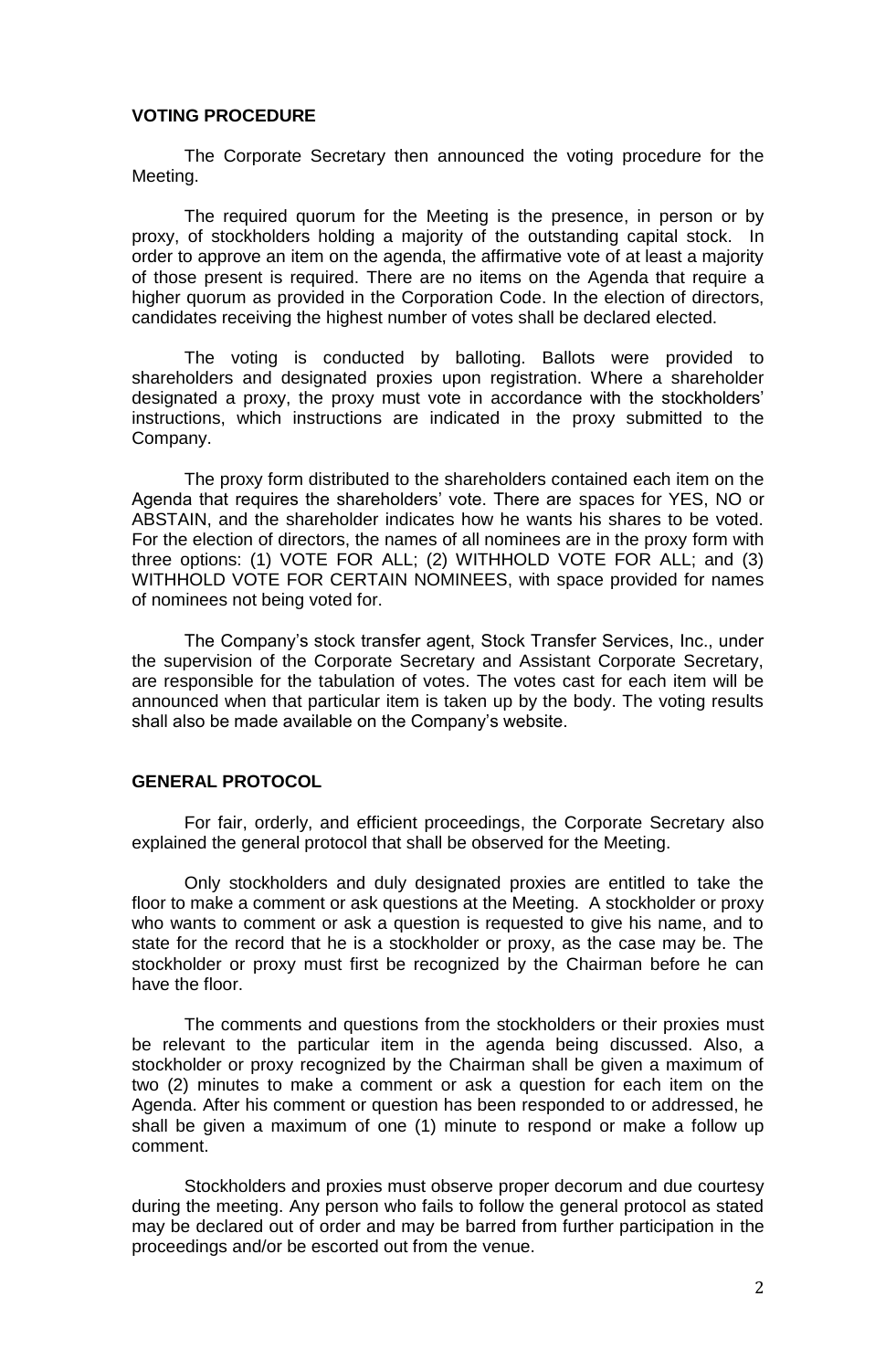## VOTING PROCEDURE

The Corporate Secretary then announced the voting procedure for the Meeting.

The required quorum for the Meeting is the presence, in person or by proxy, of stockholders holding a majority of the outstanding capital stock. In order to approve an item on the agenda, the affirmative vote of at least a majority of those present is required. There are no items on the Agenda that require a higher quorum as provided in the Corporation Code. In the election of directors, candidates receiving the highest number of votes shall be declared elected.

The voting is conducted by balloting. Ballots were provided to shareholders and designated proxies upon registration. Where a shareholder designated a proxy, the proxy must vote in accordance with the stockholders' instructions, which instructions are indicated in the proxy submitted to the Company.

The proxy form distributed to the shareholders contained each item on the Agenda that requires the shareholders' vote. There are spaces for YES, NO or ABSTAIN, and the shareholder indicates how he wants his shares to be voted. For the election of directors, the names of all nominees are in the proxy form with three options: (1) VOTE FOR ALL; (2) WITHHOLD VOTE FOR ALL; and (3) WITHHOLD VOTE FOR CERTAIN NOMINEES, with space provided for names of nominees not being voted for.

The Company's stock transfer agent, Stock Transfer Services, Inc., under the supervision of the Corporate Secretary and Assistant Corporate Secretary, are responsible for the tabulation of votes. The votes cast for each item will be announced when that particular item is taken up by the body. The voting results shall also be made available on the Company's website.

## GENERAL PROTOCOL

For fair, orderly, and efficient proceedings, the Corporate Secretary also explained the general protocol that shall be observed for the Meeting.

Only stockholders and duly designated proxies are entitled to take the floor to make a comment or ask questions at the Meeting. A stockholder or proxy who wants to comment or ask a question is requested to give his name, and to state for the record that he is a stockholder or proxy, as the case may be. The stockholder or proxy must first be recognized by the Chairman before he can have the floor.

The comments and questions from the stockholders or their proxies must be relevant to the particular item in the agenda being discussed. Also, a stockholder or proxy recognized by the Chairman shall be given a maximum of two (2) minutes to make a comment or ask a question for each item on the Agenda. After his comment or question has been responded to or addressed, he shall be given a maximum of one (1) minute to respond or make a follow up comment.

Stockholders and proxies must observe proper decorum and due courtesy during the meeting. Any person who fails to follow the general protocol as stated may be declared out of order and may be barred from further participation in the proceedings and/or be escorted out from the venue.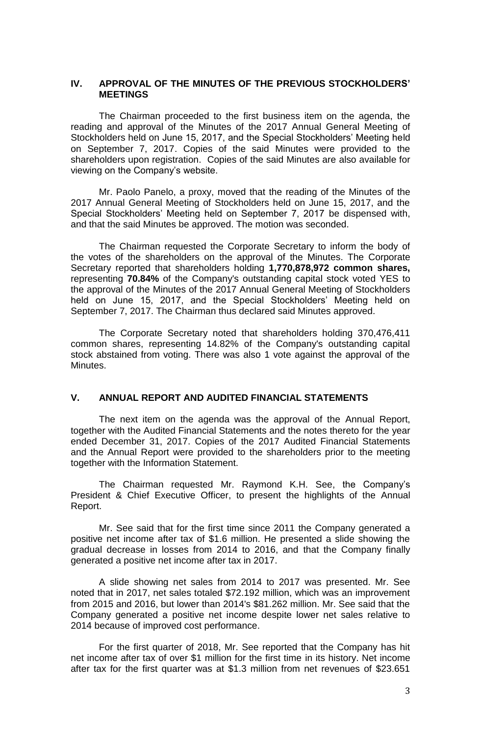## IV. APPROVAL OF THE MINUTES OF THE PREVIOUS STOCKHOLDERS' MEETINGS

The Chairman proceeded to the first business item on the agenda, the reading and approval of the Minutes of the 2017 Annual General Meeting of Stockholders held on June 15, 2017, and the Special Stockholders' Meeting held on September 7, 2017. Copies of the said Minutes were provided to the shareholders upon registration. Copies of the said Minutes are also available for viewing on the Company's website.

Mr. Paolo Panelo, a proxy, moved that the reading of the Minutes of the 2017 Annual General Meeting of Stockholders held on June 15, 2017, and the Special Stockholders' Meeting held on September 7, 2017 be dispensed with, and that the said Minutes be approved. The motion was seconded.

The Chairman requested the Corporate Secretary to inform the body of the votes of the shareholders on the approval of the Minutes. The Corporate Secretary reported that shareholders holding **1,770,878,972 common shares,** representing **70.84%** of the Company's outstanding capital stock voted YES to the approval of the Minutes of the 2017 Annual General Meeting of Stockholders held on June 15, 2017, and the Special Stockholders' Meeting held on September 7, 2017. The Chairman thus declared said Minutes approved.

The Corporate Secretary noted that shareholders holding 370,476,411 common shares, representing 14.82% of the Company's outstanding capital stock abstained from voting. There was also 1 vote against the approval of the Minutes.

## V. ANNUAL REPORT AND AUDITED FINANCIAL STATEMENTS

The next item on the agenda was the approval of the Annual Report, together with the Audited Financial Statements and the notes thereto for the year ended December 31, 2017. Copies of the 2017 Audited Financial Statements and the Annual Report were provided to the shareholders prior to the meeting together with the Information Statement.

The Chairman requested Mr. Raymond K.H. See, the Company's President & Chief Executive Officer, to present the highlights of the Annual Report.

Mr. See said that for the first time since 2011 the Company generated a positive net income after tax of $1.6 million. He presented a slide showing the gradual decrease in losses from 2014 to 2016, and that the Company finally generated a positive net income after tax in 2017.

A slide showing net sales from 2014 to 2017 was presented. Mr. See noted that in 2017, net sales totaled $72.192 million, which was an improvement from 2015 and 2016, but lower than 2014's $81.262 million. Mr. See said that the Company generated a positive net income despite lower net sales relative to 2014 because of improved cost performance.

For the first quarter of 2018, Mr. See reported that the Company has hit net income after tax of over $1 million for the first time in its history. Net income after tax for the first quarter was at $1.3 million from net revenues of $23.651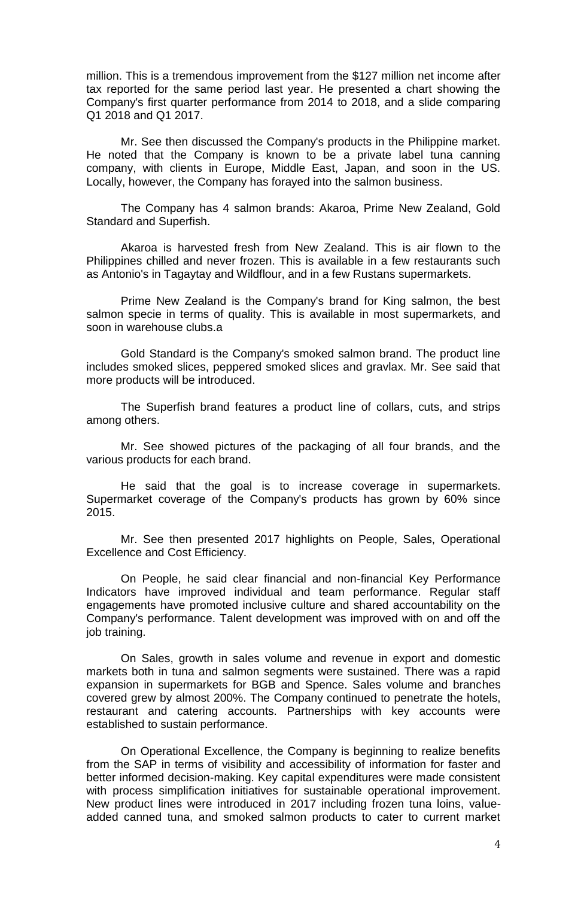million. This is a tremendous improvement from the $127 million net income after tax reported for the same period last year. He presented a chart showing the Company's first quarter performance from 2014 to 2018, and a slide comparing Q1 2018 and Q1 2017.

Mr. See then discussed the Company's products in the Philippine market. He noted that the Company is known to be a private label tuna canning company, with clients in Europe, Middle East, Japan, and soon in the US. Locally, however, the Company has forayed into the salmon business.

The Company has 4 salmon brands: Akaroa, Prime New Zealand, Gold Standard and Superfish.

Akaroa is harvested fresh from New Zealand. This is air flown to the Philippines chilled and never frozen. This is available in a few restaurants such as Antonio's in Tagaytay and Wildflour, and in a few Rustans supermarkets.

Prime New Zealand is the Company's brand for King salmon, the best salmon specie in terms of quality. This is available in most supermarkets, and soon in warehouse clubs.a

Gold Standard is the Company's smoked salmon brand. The product line includes smoked slices, peppered smoked slices and gravlax. Mr. See said that more products will be introduced.

The Superfish brand features a product line of collars, cuts, and strips among others.

Mr. See showed pictures of the packaging of all four brands, and the various products for each brand.

He said that the goal is to increase coverage in supermarkets. Supermarket coverage of the Company's products has grown by 60% since 2015.

Mr. See then presented 2017 highlights on People, Sales, Operational Excellence and Cost Efficiency.

On People, he said clear financial and non-financial Key Performance Indicators have improved individual and team performance. Regular staff engagements have promoted inclusive culture and shared accountability on the Company's performance. Talent development was improved with on and off the job training.

On Sales, growth in sales volume and revenue in export and domestic markets both in tuna and salmon segments were sustained. There was a rapid expansion in supermarkets for BGB and Spence. Sales volume and branches covered grew by almost 200%. The Company continued to penetrate the hotels, restaurant and catering accounts. Partnerships with key accounts were established to sustain performance.

On Operational Excellence, the Company is beginning to realize benefits from the SAP in terms of visibility and accessibility of information for faster and better informed decision-making. Key capital expenditures were made consistent with process simplification initiatives for sustainable operational improvement. New product lines were introduced in 2017 including frozen tuna loins, value-added canned tuna, and smoked salmon products to cater to current market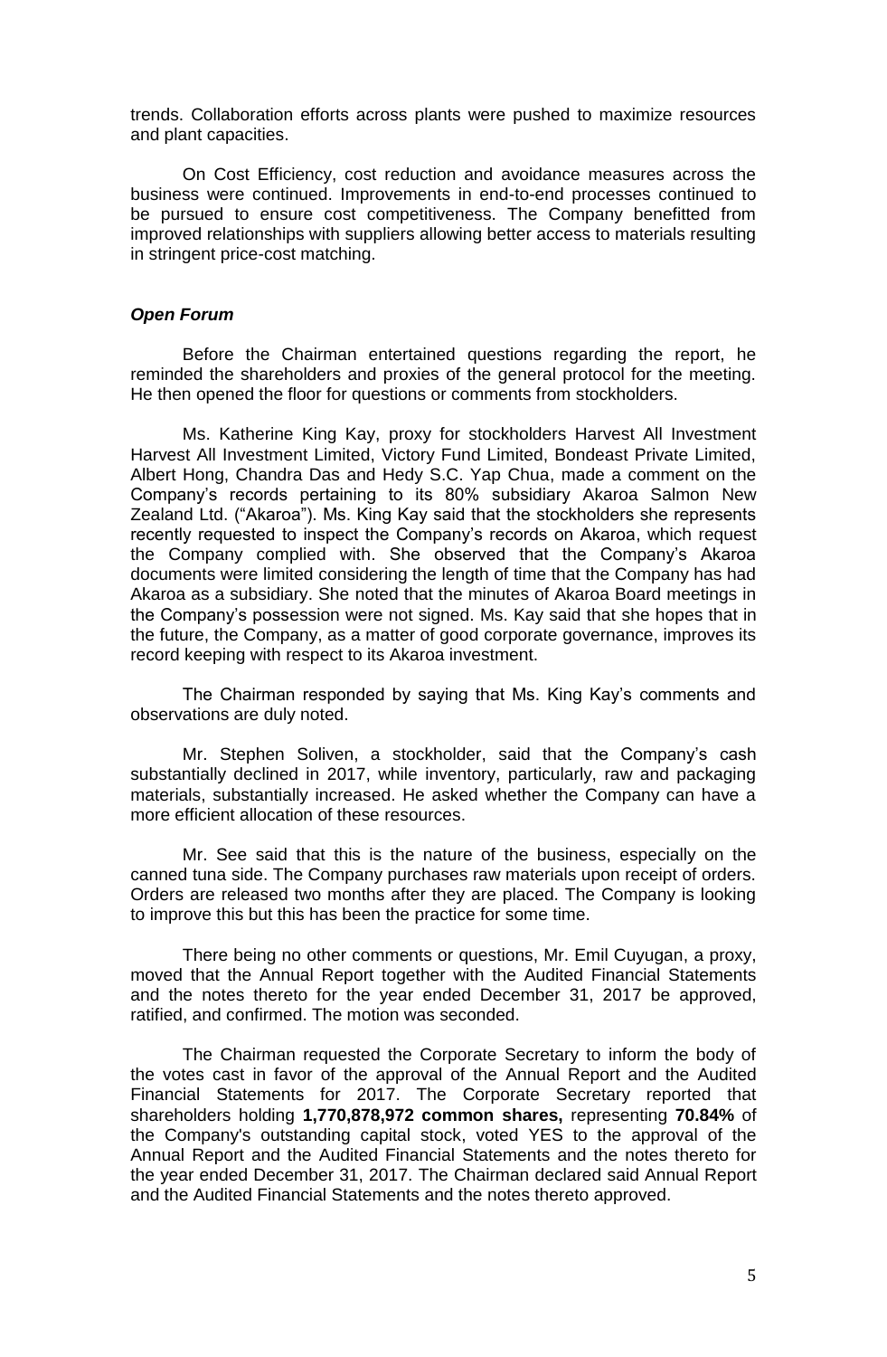trends. Collaboration efforts across plants were pushed to maximize resources and plant capacities.

On Cost Efficiency, cost reduction and avoidance measures across the business were continued. Improvements in end-to-end processes continued to be pursued to ensure cost competitiveness. The Company benefitted from improved relationships with suppliers allowing better access to materials resulting in stringent price-cost matching.

***Open Forum***

Before the Chairman entertained questions regarding the report, he reminded the shareholders and proxies of the general protocol for the meeting. He then opened the floor for questions or comments from stockholders.

Ms. Katherine King Kay, proxy for stockholders Harvest All Investment Harvest All Investment Limited, Victory Fund Limited, Bondeast Private Limited, Albert Hong, Chandra Das and Hedy S.C. Yap Chua, made a comment on the Company's records pertaining to its 80% subsidiary Akaroa Salmon New Zealand Ltd. ("Akaroa"). Ms. King Kay said that the stockholders she represents recently requested to inspect the Company's records on Akaroa, which request the Company complied with. She observed that the Company's Akaroa documents were limited considering the length of time that the Company has had Akaroa as a subsidiary. She noted that the minutes of Akaroa Board meetings in the Company's possession were not signed. Ms. Kay said that she hopes that in the future, the Company, as a matter of good corporate governance, improves its record keeping with respect to its Akaroa investment.

The Chairman responded by saying that Ms. King Kay's comments and observations are duly noted.

Mr. Stephen Soliven, a stockholder, said that the Company's cash substantially declined in 2017, while inventory, particularly, raw and packaging materials, substantially increased. He asked whether the Company can have a more efficient allocation of these resources.

Mr. See said that this is the nature of the business, especially on the canned tuna side. The Company purchases raw materials upon receipt of orders. Orders are released two months after they are placed. The Company is looking to improve this but this has been the practice for some time.

There being no other comments or questions, Mr. Emil Cuyugan, a proxy, moved that the Annual Report together with the Audited Financial Statements and the notes thereto for the year ended December 31, 2017 be approved, ratified, and confirmed. The motion was seconded.

The Chairman requested the Corporate Secretary to inform the body of the votes cast in favor of the approval of the Annual Report and the Audited Financial Statements for 2017. The Corporate Secretary reported that shareholders holding **1,770,878,972 common shares,** representing **70.84%** of the Company's outstanding capital stock, voted YES to the approval of the Annual Report and the Audited Financial Statements and the notes thereto for the year ended December 31, 2017. The Chairman declared said Annual Report and the Audited Financial Statements and the notes thereto approved.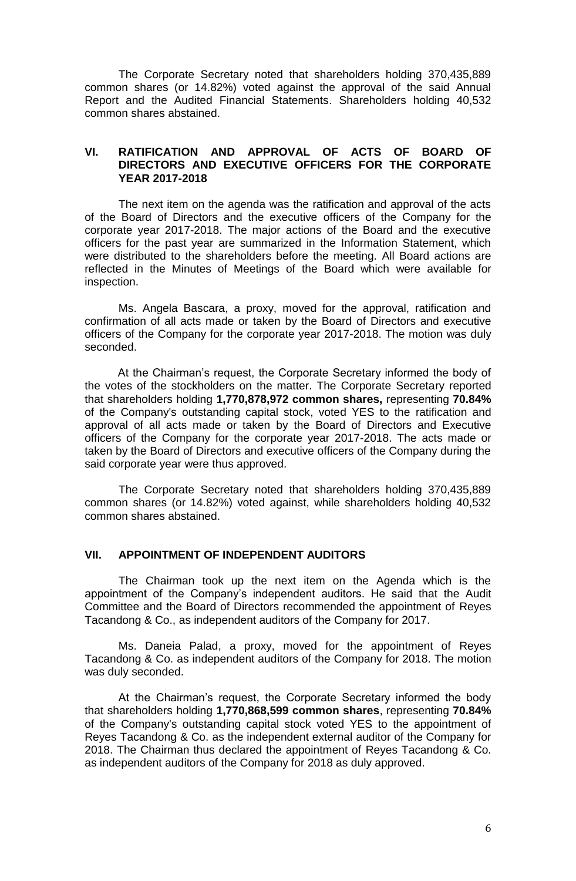The Corporate Secretary noted that shareholders holding 370,435,889 common shares (or 14.82%) voted against the approval of the said Annual Report and the Audited Financial Statements. Shareholders holding 40,532 common shares abstained.

## VI. RATIFICATION AND APPROVAL OF ACTS OF BOARD OF DIRECTORS AND EXECUTIVE OFFICERS FOR THE CORPORATE YEAR 2017-2018

The next item on the agenda was the ratification and approval of the acts of the Board of Directors and the executive officers of the Company for the corporate year 2017-2018. The major actions of the Board and the executive officers for the past year are summarized in the Information Statement, which were distributed to the shareholders before the meeting. All Board actions are reflected in the Minutes of Meetings of the Board which were available for inspection.

Ms. Angela Bascara, a proxy, moved for the approval, ratification and confirmation of all acts made or taken by the Board of Directors and executive officers of the Company for the corporate year 2017-2018. The motion was duly seconded.

At the Chairman's request, the Corporate Secretary informed the body of the votes of the stockholders on the matter. The Corporate Secretary reported that shareholders holding **1,770,878,972 common shares,** representing **70.84%** of the Company's outstanding capital stock, voted YES to the ratification and approval of all acts made or taken by the Board of Directors and Executive officers of the Company for the corporate year 2017-2018. The acts made or taken by the Board of Directors and executive officers of the Company during the said corporate year were thus approved.

The Corporate Secretary noted that shareholders holding 370,435,889 common shares (or 14.82%) voted against, while shareholders holding 40,532 common shares abstained.

## VII. APPOINTMENT OF INDEPENDENT AUDITORS

The Chairman took up the next item on the Agenda which is the appointment of the Company's independent auditors. He said that the Audit Committee and the Board of Directors recommended the appointment of Reyes Tacandong & Co., as independent auditors of the Company for 2017.

Ms. Daneia Palad, a proxy, moved for the appointment of Reyes Tacandong & Co. as independent auditors of the Company for 2018. The motion was duly seconded.

At the Chairman's request, the Corporate Secretary informed the body that shareholders holding **1,770,868,599 common shares**, representing **70.84%** of the Company's outstanding capital stock voted YES to the appointment of Reyes Tacandong & Co. as the independent external auditor of the Company for 2018. The Chairman thus declared the appointment of Reyes Tacandong & Co. as independent auditors of the Company for 2018 as duly approved.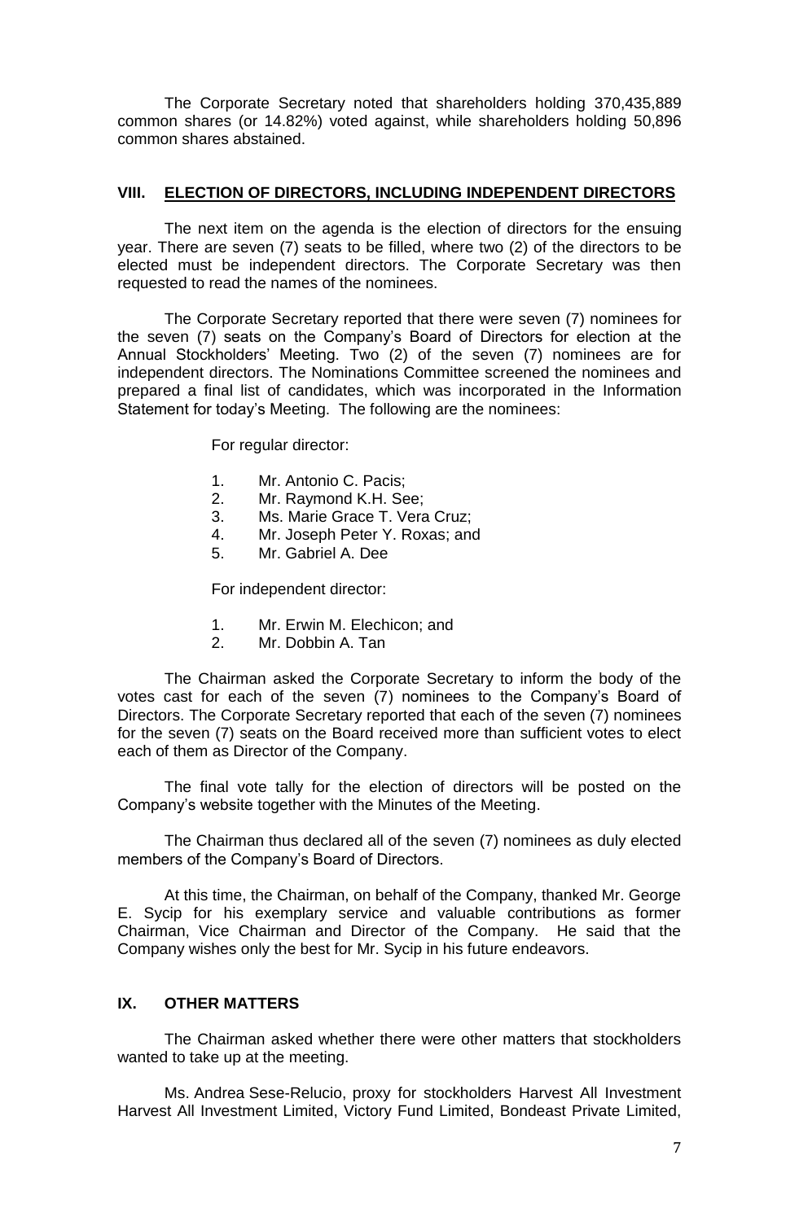The Corporate Secretary noted that shareholders holding 370,435,889 common shares (or 14.82%) voted against, while shareholders holding 50,896 common shares abstained.

## VIII. ELECTION OF DIRECTORS, INCLUDING INDEPENDENT DIRECTORS

The next item on the agenda is the election of directors for the ensuing year. There are seven (7) seats to be filled, where two (2) of the directors to be elected must be independent directors. The Corporate Secretary was then requested to read the names of the nominees.

The Corporate Secretary reported that there were seven (7) nominees for the seven (7) seats on the Company's Board of Directors for election at the Annual Stockholders' Meeting. Two (2) of the seven (7) nominees are for independent directors. The Nominations Committee screened the nominees and prepared a final list of candidates, which was incorporated in the Information Statement for today's Meeting. The following are the nominees:

For regular director:

1. Mr. Antonio C. Pacis;
2. Mr. Raymond K.H. See;
3. Ms. Marie Grace T. Vera Cruz;
4. Mr. Joseph Peter Y. Roxas; and
5. Mr. Gabriel A. Dee

For independent director:

1. Mr. Erwin M. Elechicon; and
2. Mr. Dobbin A. Tan

The Chairman asked the Corporate Secretary to inform the body of the votes cast for each of the seven (7) nominees to the Company's Board of Directors. The Corporate Secretary reported that each of the seven (7) nominees for the seven (7) seats on the Board received more than sufficient votes to elect each of them as Director of the Company.

The final vote tally for the election of directors will be posted on the Company's website together with the Minutes of the Meeting.

The Chairman thus declared all of the seven (7) nominees as duly elected members of the Company's Board of Directors.

At this time, the Chairman, on behalf of the Company, thanked Mr. George E. Sycip for his exemplary service and valuable contributions as former Chairman, Vice Chairman and Director of the Company. He said that the Company wishes only the best for Mr. Sycip in his future endeavors.

## IX. OTHER MATTERS

The Chairman asked whether there were other matters that stockholders wanted to take up at the meeting.

Ms. Andrea Sese-Relucio, proxy for stockholders Harvest All Investment Harvest All Investment Limited, Victory Fund Limited, Bondeast Private Limited,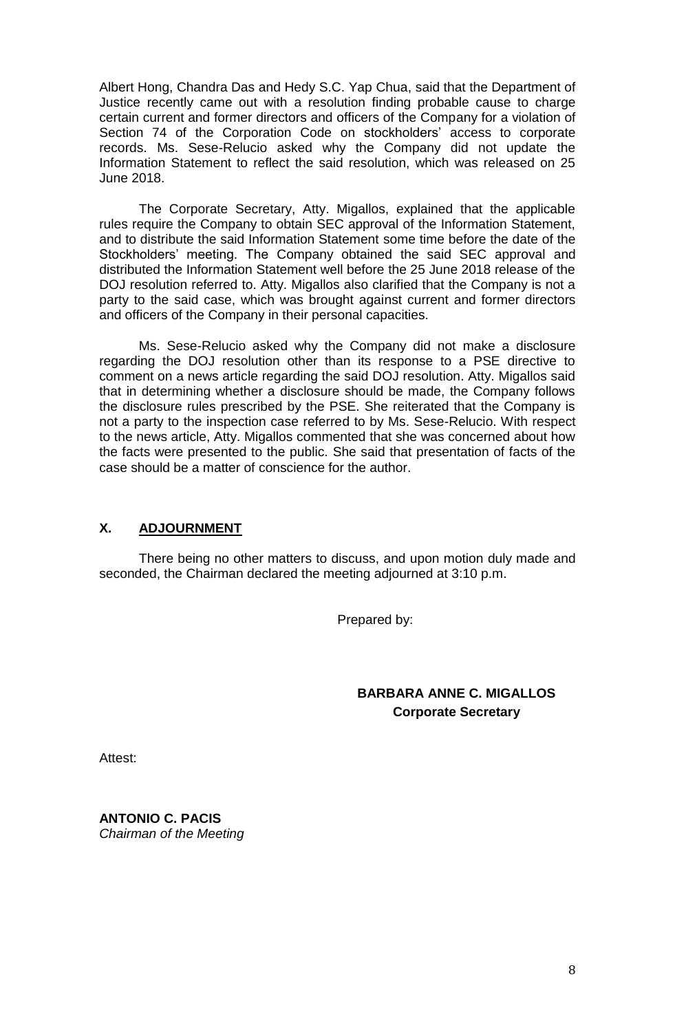Albert Hong, Chandra Das and Hedy S.C. Yap Chua, said that the Department of Justice recently came out with a resolution finding probable cause to charge certain current and former directors and officers of the Company for a violation of Section 74 of the Corporation Code on stockholders' access to corporate records. Ms. Sese-Relucio asked why the Company did not update the Information Statement to reflect the said resolution, which was released on 25 June 2018.

The Corporate Secretary, Atty. Migallos, explained that the applicable rules require the Company to obtain SEC approval of the Information Statement, and to distribute the said Information Statement some time before the date of the Stockholders' meeting. The Company obtained the said SEC approval and distributed the Information Statement well before the 25 June 2018 release of the DOJ resolution referred to. Atty. Migallos also clarified that the Company is not a party to the said case, which was brought against current and former directors and officers of the Company in their personal capacities.

Ms. Sese-Relucio asked why the Company did not make a disclosure regarding the DOJ resolution other than its response to a PSE directive to comment on a news article regarding the said DOJ resolution. Atty. Migallos said that in determining whether a disclosure should be made, the Company follows the disclosure rules prescribed by the PSE. She reiterated that the Company is not a party to the inspection case referred to by Ms. Sese-Relucio. With respect to the news article, Atty. Migallos commented that she was concerned about how the facts were presented to the public. She said that presentation of facts of the case should be a matter of conscience for the author.

## X. <u>ADJOURNMENT</u>

There being no other matters to discuss, and upon motion duly made and seconded, the Chairman declared the meeting adjourned at 3:10 p.m.

Prepared by:

**BARBARA ANNE C. MIGALLOS**
**Corporate Secretary**

Attest:

**ANTONIO C. PACIS**
*Chairman of the Meeting*